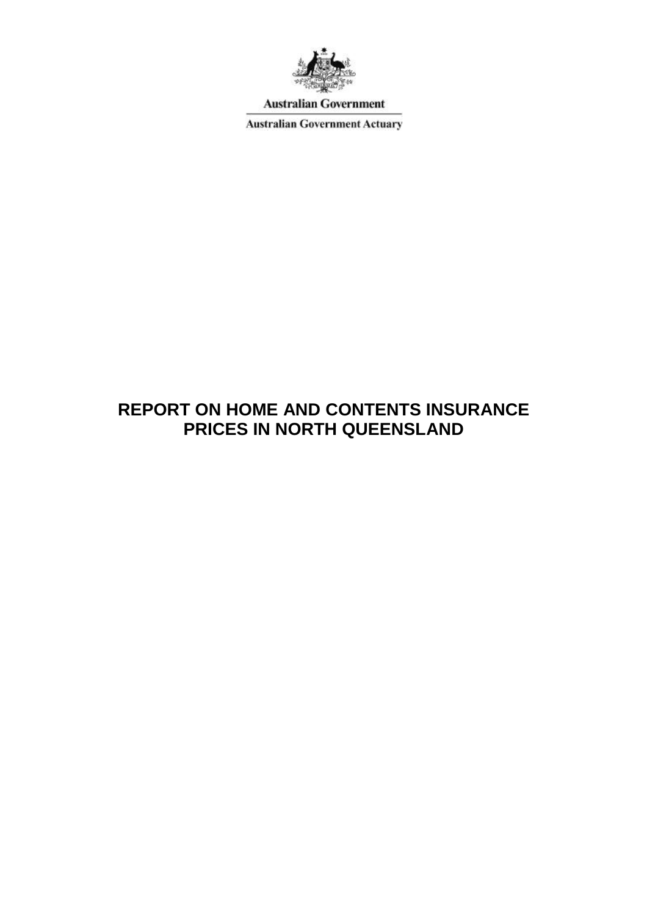Australian Government

Australian Government Actuary

# REPORT ON HOME AND CONTENTS INSURANCE PRICES IN NORTH QUEENSLAND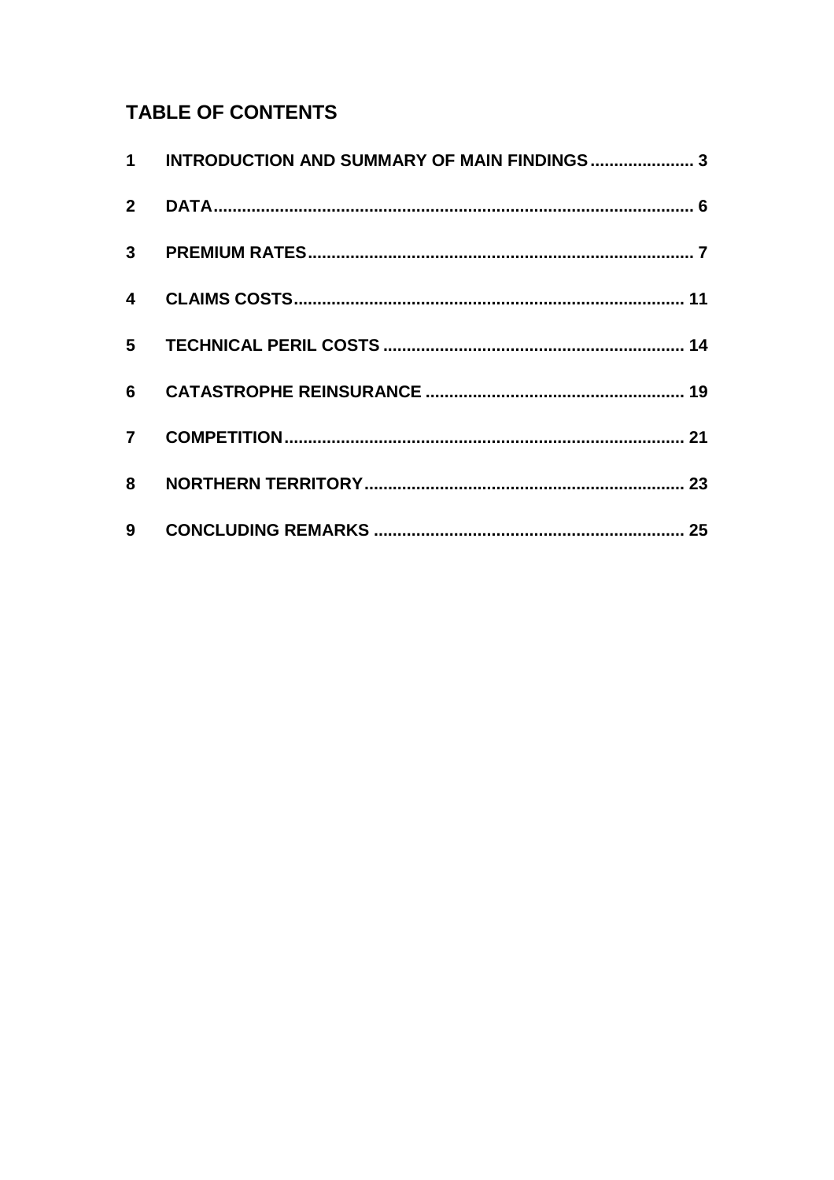## TABLE OF CONTENTS

1 INTRODUCTION AND SUMMARY OF MAIN FINDINGS ..................... 3

2 DATA ..................................................................................................... 6

3 PREMIUM RATES ................................................................................ 7

4 CLAIMS COSTS ................................................................................. 11

5 TECHNICAL PERIL COSTS ............................................................... 14

6 CATASTROPHE REINSURANCE ...................................................... 19

7 COMPETITION .................................................................................... 21

8 NORTHERN TERRITORY ................................................................... 23

9 CONCLUDING REMARKS ................................................................. 25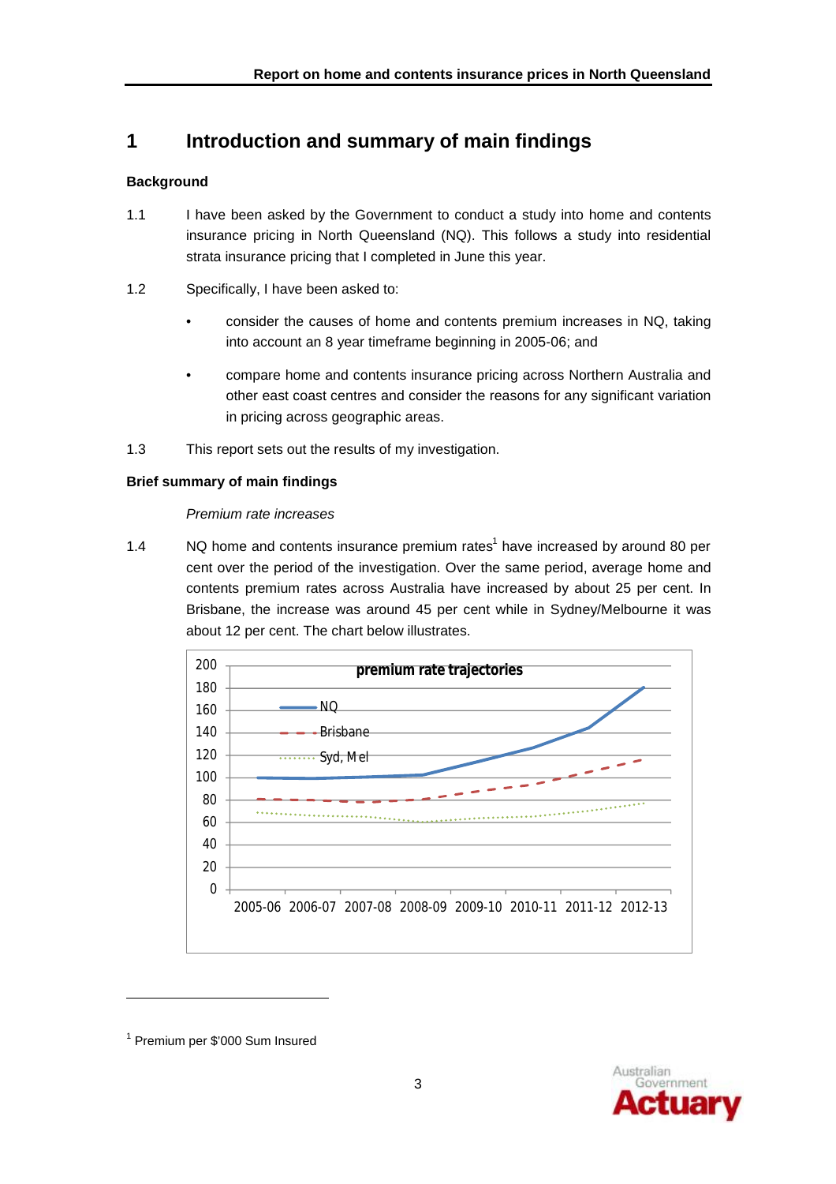# 1 Introduction and summary of main findings

### Background

1.1 I have been asked by the Government to conduct a study into home and contents insurance pricing in North Queensland (NQ). This follows a study into residential strata insurance pricing that I completed in June this year.

1.2 Specifically, I have been asked to:

- consider the causes of home and contents premium increases in NQ, taking into account an 8 year timeframe beginning in 2005-06; and
- compare home and contents insurance pricing across Northern Australia and other east coast centres and consider the reasons for any significant variation in pricing across geographic areas.

1.3 This report sets out the results of my investigation.

### Brief summary of main findings

*Premium rate increases*

1.4 NQ home and contents insurance premium rates[1] have increased by around 80 per cent over the period of the investigation. Over the same period, average home and contents premium rates across Australia have increased by about 25 per cent. In Brisbane, the increase was around 45 per cent while in Sydney/Melbourne it was about 12 per cent. The chart below illustrates.

**premium rate trajectories**

[Chart: premium rate trajectories, 2005-06 to 2012-13, y-axis 0–200. Series: NQ (rising from about 100 to about 180), Brisbane (rising from about 80 to about 116), Syd, Mel (from about 69, dipping to about 60 in 2008-09, rising to about 77).]

---

[1] Premium per $'000 Sum Insured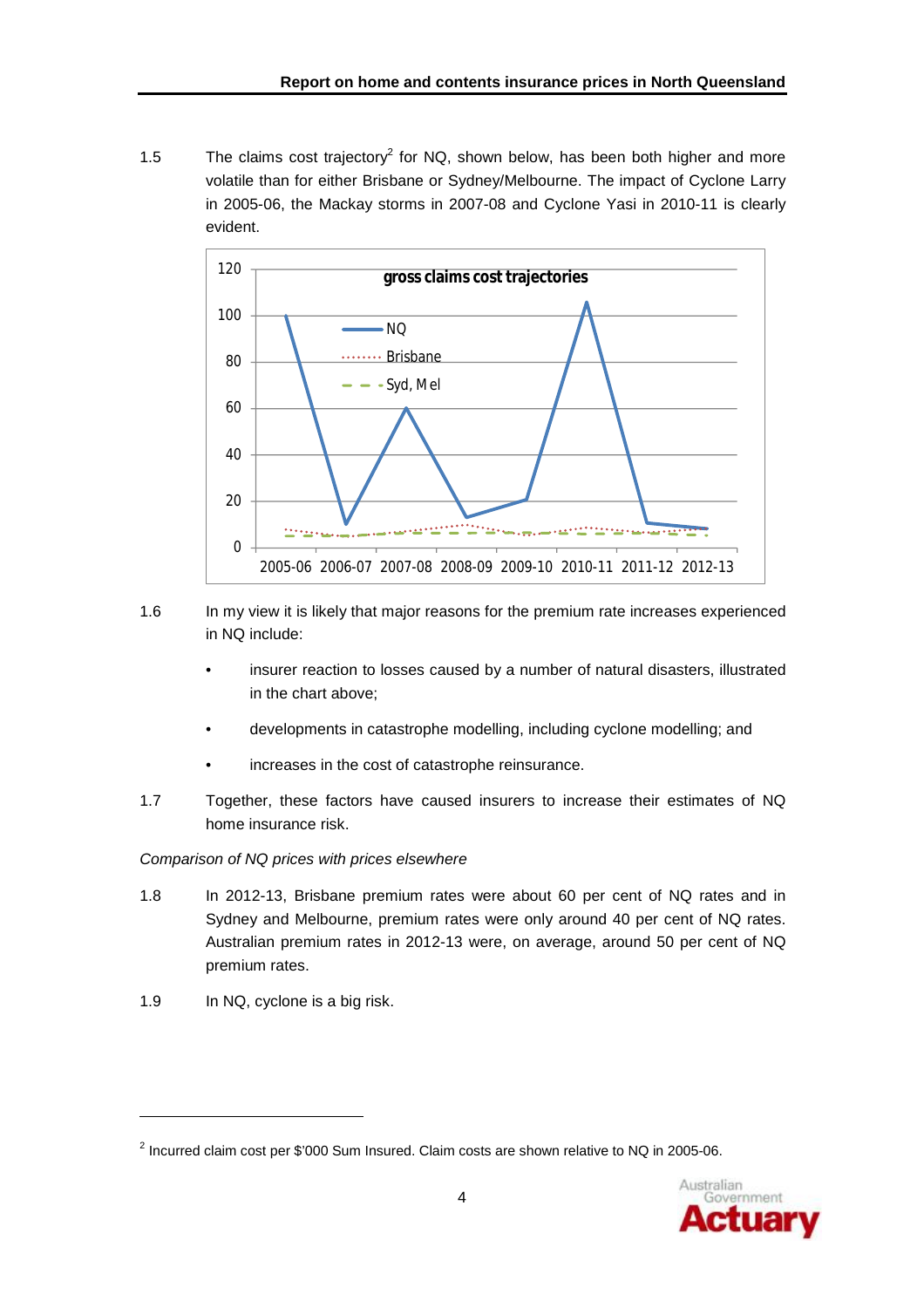1.5 The claims cost trajectory[2] for NQ, shown below, has been both higher and more volatile than for either Brisbane or Sydney/Melbourne. The impact of Cyclone Larry in 2005-06, the Mackay storms in 2007-08 and Cyclone Yasi in 2010-11 is clearly evident.

1.6 In my view it is likely that major reasons for the premium rate increases experienced in NQ include:

- insurer reaction to losses caused by a number of natural disasters, illustrated in the chart above;
- developments in catastrophe modelling, including cyclone modelling; and
- increases in the cost of catastrophe reinsurance.

1.7 Together, these factors have caused insurers to increase their estimates of NQ home insurance risk.

*Comparison of NQ prices with prices elsewhere*

1.8 In 2012-13, Brisbane premium rates were about 60 per cent of NQ rates and in Sydney and Melbourne, premium rates were only around 40 per cent of NQ rates. Australian premium rates in 2012-13 were, on average, around 50 per cent of NQ premium rates.

1.9 In NQ, cyclone is a big risk.

[2] Incurred claim cost per $'000 Sum Insured. Claim costs are shown relative to NQ in 2005-06.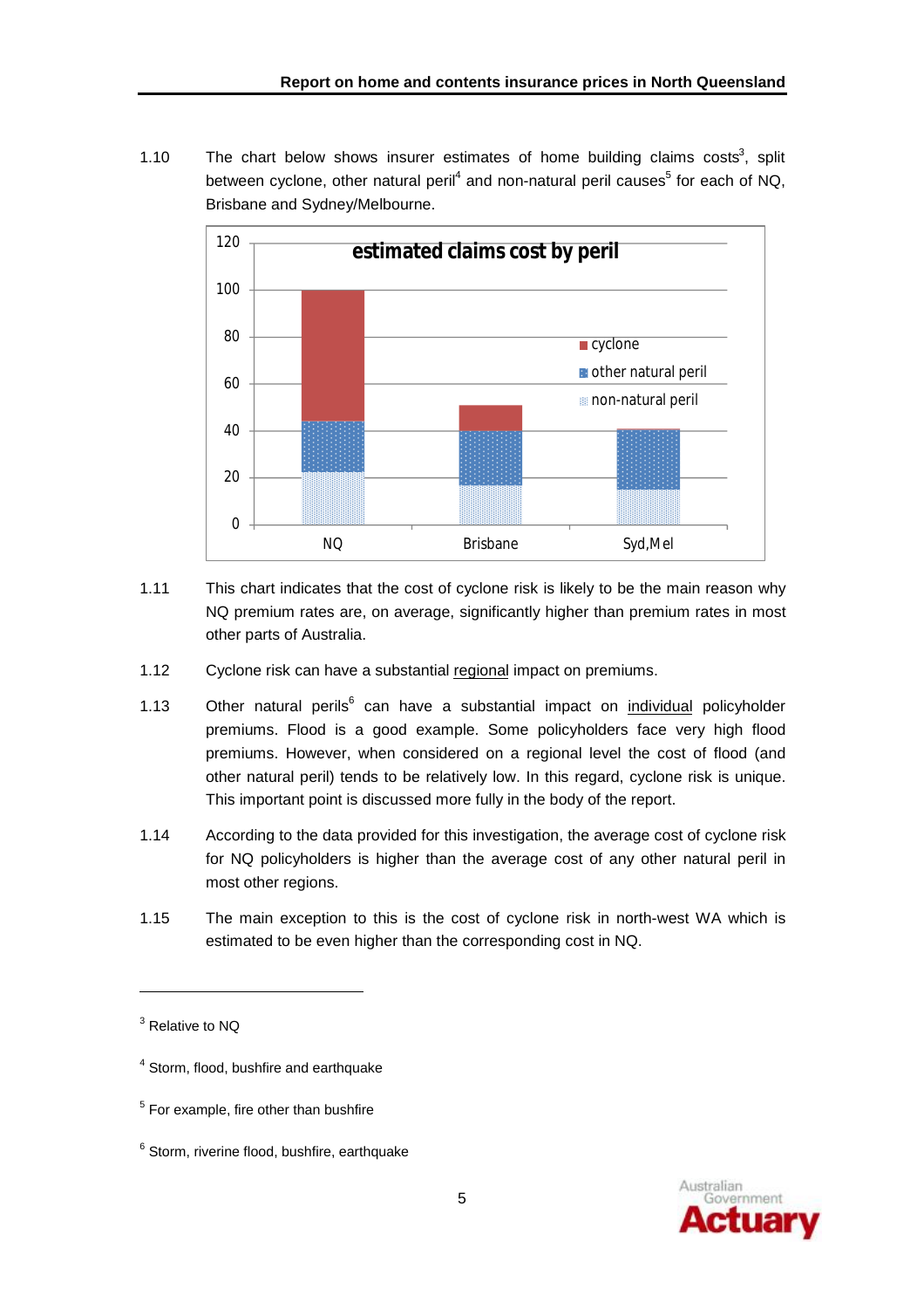1.10 The chart below shows insurer estimates of home building claims costs[3], split between cyclone, other natural peril[4] and non-natural peril causes[5] for each of NQ, Brisbane and Sydney/Melbourne.

1.11 This chart indicates that the cost of cyclone risk is likely to be the main reason why NQ premium rates are, on average, significantly higher than premium rates in most other parts of Australia.

1.12 Cyclone risk can have a substantial regional impact on premiums.

1.13 Other natural perils[6] can have a substantial impact on individual policyholder premiums. Flood is a good example. Some policyholders face very high flood premiums. However, when considered on a regional level the cost of flood (and other natural peril) tends to be relatively low. In this regard, cyclone risk is unique. This important point is discussed more fully in the body of the report.

1.14 According to the data provided for this investigation, the average cost of cyclone risk for NQ policyholders is higher than the average cost of any other natural peril in most other regions.

1.15 The main exception to this is the cost of cyclone risk in north-west WA which is estimated to be even higher than the corresponding cost in NQ.

---

[3] Relative to NQ

[4] Storm, flood, bushfire and earthquake

[5] For example, fire other than bushfire

[6] Storm, riverine flood, bushfire, earthquake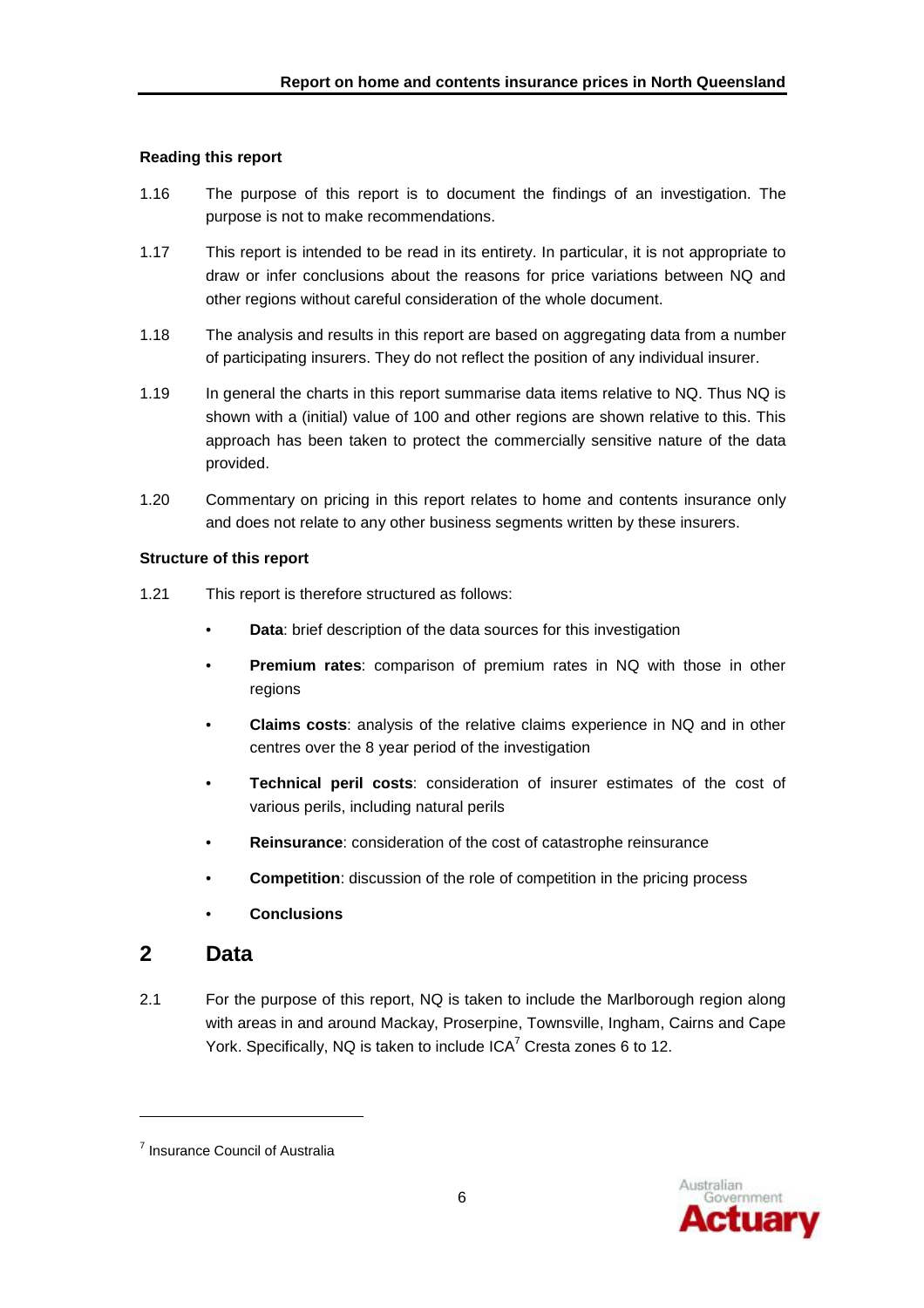### Reading this report

1.16 The purpose of this report is to document the findings of an investigation. The purpose is not to make recommendations.

1.17 This report is intended to be read in its entirety. In particular, it is not appropriate to draw or infer conclusions about the reasons for price variations between NQ and other regions without careful consideration of the whole document.

1.18 The analysis and results in this report are based on aggregating data from a number of participating insurers. They do not reflect the position of any individual insurer.

1.19 In general the charts in this report summarise data items relative to NQ. Thus NQ is shown with a (initial) value of 100 and other regions are shown relative to this. This approach has been taken to protect the commercially sensitive nature of the data provided.

1.20 Commentary on pricing in this report relates to home and contents insurance only and does not relate to any other business segments written by these insurers.

### Structure of this report

1.21 This report is therefore structured as follows:

- **Data**: brief description of the data sources for this investigation
- **Premium rates**: comparison of premium rates in NQ with those in other regions
- **Claims costs**: analysis of the relative claims experience in NQ and in other centres over the 8 year period of the investigation
- **Technical peril costs**: consideration of insurer estimates of the cost of various perils, including natural perils
- **Reinsurance**: consideration of the cost of catastrophe reinsurance
- **Competition**: discussion of the role of competition in the pricing process
- **Conclusions**

## 2 Data

2.1 For the purpose of this report, NQ is taken to include the Marlborough region along with areas in and around Mackay, Proserpine, Townsville, Ingham, Cairns and Cape York. Specifically, NQ is taken to include ICA[7] Cresta zones 6 to 12.

---

[7] Insurance Council of Australia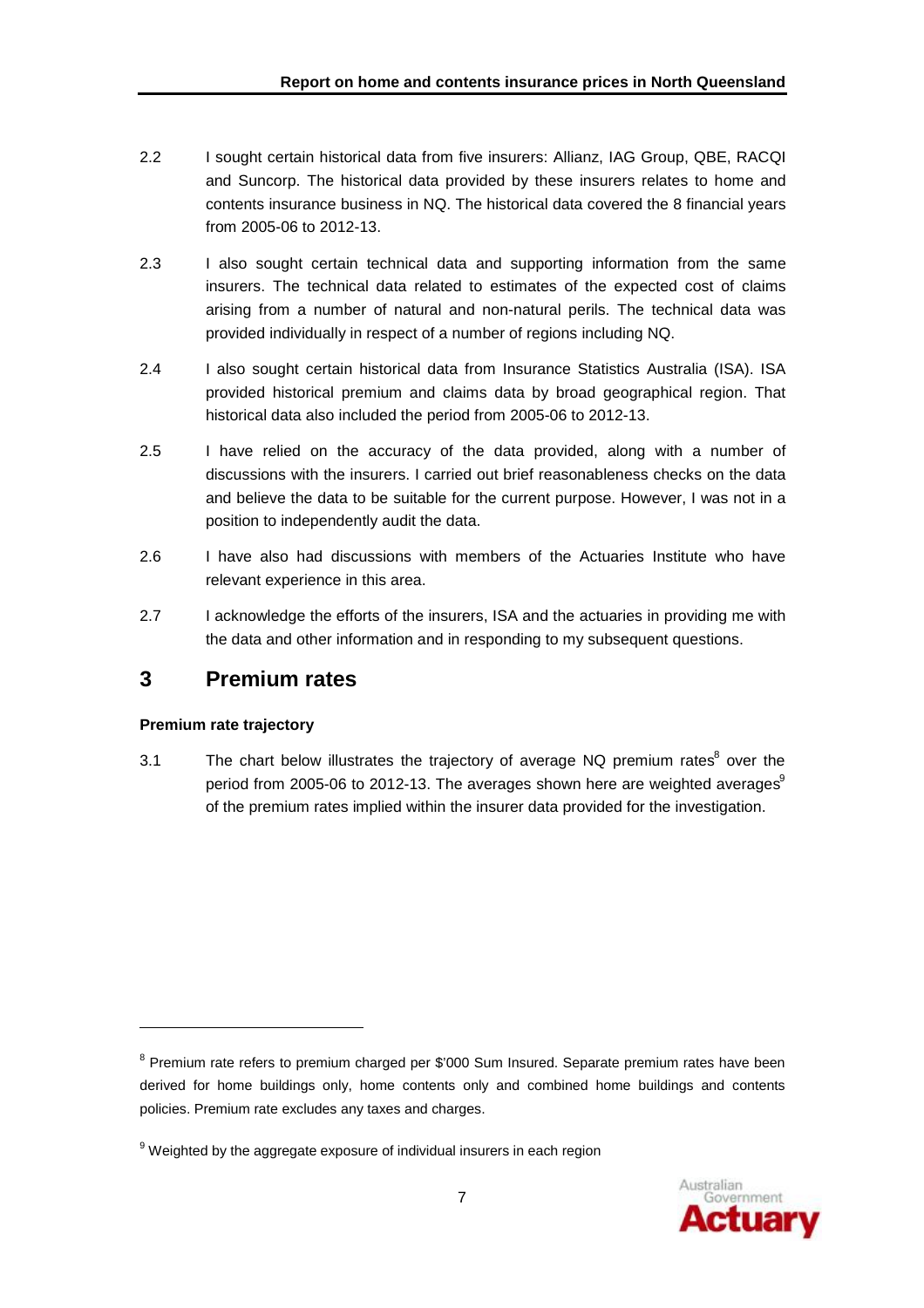2.2 I sought certain historical data from five insurers: Allianz, IAG Group, QBE, RACQI and Suncorp. The historical data provided by these insurers relates to home and contents insurance business in NQ. The historical data covered the 8 financial years from 2005-06 to 2012-13.

2.3 I also sought certain technical data and supporting information from the same insurers. The technical data related to estimates of the expected cost of claims arising from a number of natural and non-natural perils. The technical data was provided individually in respect of a number of regions including NQ.

2.4 I also sought certain historical data from Insurance Statistics Australia (ISA). ISA provided historical premium and claims data by broad geographical region. That historical data also included the period from 2005-06 to 2012-13.

2.5 I have relied on the accuracy of the data provided, along with a number of discussions with the insurers. I carried out brief reasonableness checks on the data and believe the data to be suitable for the current purpose. However, I was not in a position to independently audit the data.

2.6 I have also had discussions with members of the Actuaries Institute who have relevant experience in this area.

2.7 I acknowledge the efforts of the insurers, ISA and the actuaries in providing me with the data and other information and in responding to my subsequent questions.

# 3 Premium rates

**Premium rate trajectory**

3.1 The chart below illustrates the trajectory of average NQ premium rates[8] over the period from 2005-06 to 2012-13. The averages shown here are weighted averages[9] of the premium rates implied within the insurer data provided for the investigation.

---

[8] Premium rate refers to premium charged per $'000 Sum Insured. Separate premium rates have been derived for home buildings only, home contents only and combined home buildings and contents policies. Premium rate excludes any taxes and charges.

[9] Weighted by the aggregate exposure of individual insurers in each region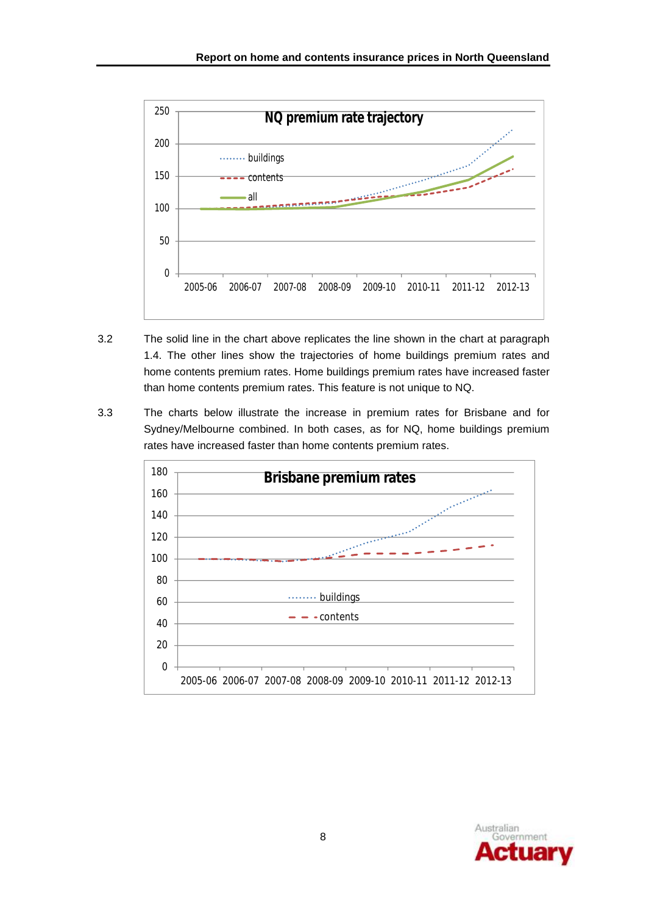3.2 The solid line in the chart above replicates the line shown in the chart at paragraph 1.4. The other lines show the trajectories of home buildings premium rates and home contents premium rates. Home buildings premium rates have increased faster than home contents premium rates. This feature is not unique to NQ.

3.3 The charts below illustrate the increase in premium rates for Brisbane and for Sydney/Melbourne combined. In both cases, as for NQ, home buildings premium rates have increased faster than home contents premium rates.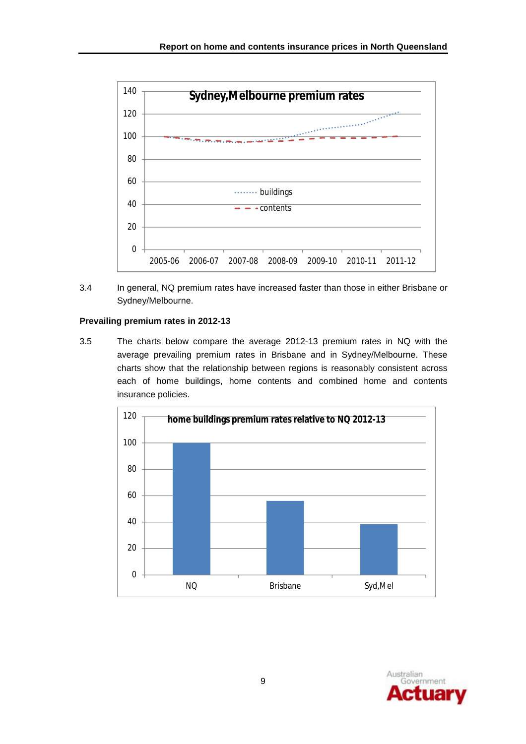3.4 In general, NQ premium rates have increased faster than those in either Brisbane or Sydney/Melbourne.

**Prevailing premium rates in 2012-13**

3.5 The charts below compare the average 2012-13 premium rates in NQ with the average prevailing premium rates in Brisbane and in Sydney/Melbourne. These charts show that the relationship between regions is reasonably consistent across each of home buildings, home contents and combined home and contents insurance policies.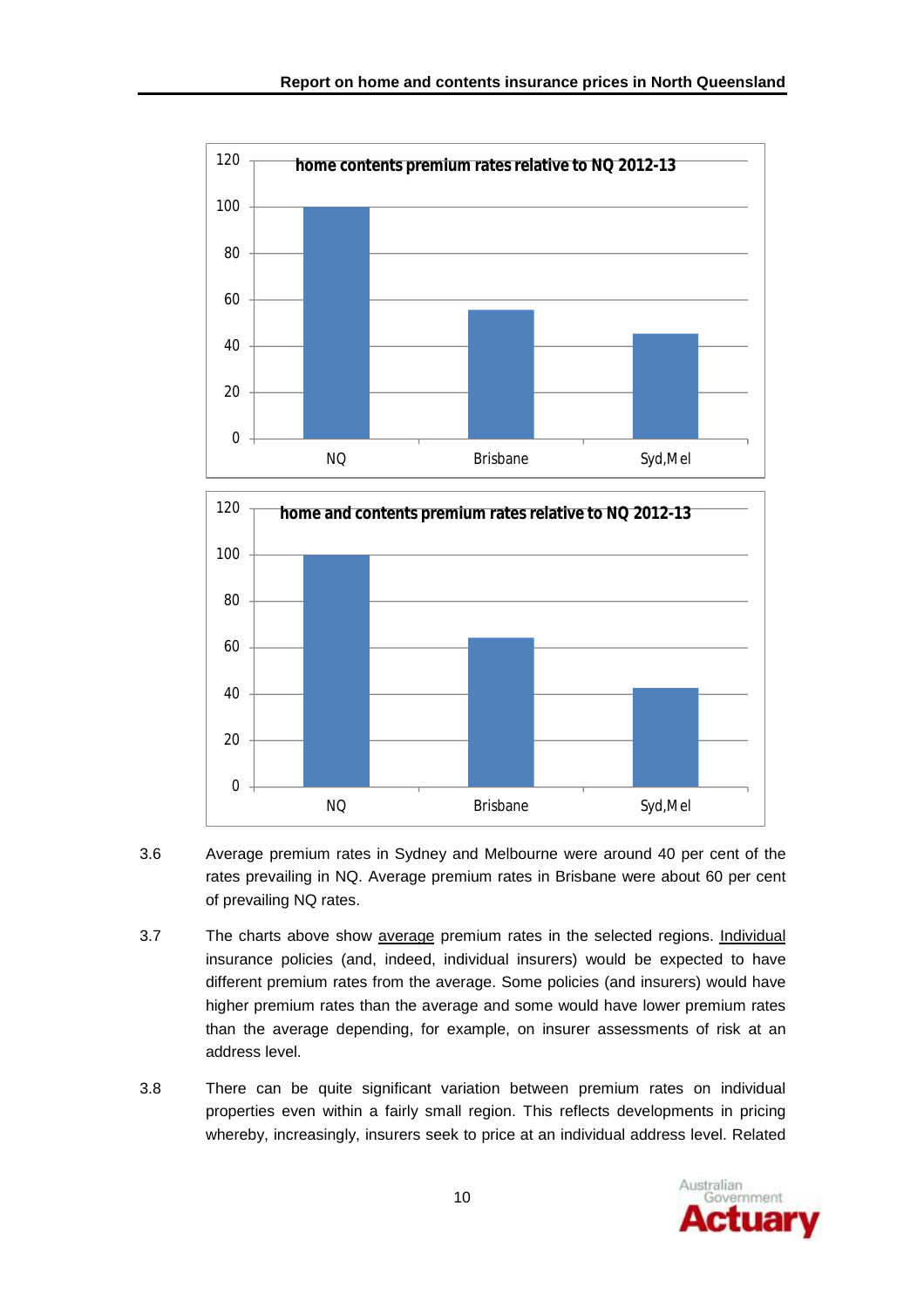**home contents premium rates relative to NQ 2012-13**

| Region | Relative premium rate |
|---|---|
| NQ | 100 |
| Brisbane | ~56 |
| Syd,Mel | ~45 |

**home and contents premium rates relative to NQ 2012-13**

| Region | Relative premium rate |
|---|---|
| NQ | 100 |
| Brisbane | ~64 |
| Syd,Mel | ~42 |

3.6 Average premium rates in Sydney and Melbourne were around 40 per cent of the rates prevailing in NQ. Average premium rates in Brisbane were about 60 per cent of prevailing NQ rates.

3.7 The charts above show average premium rates in the selected regions. Individual insurance policies (and, indeed, individual insurers) would be expected to have different premium rates from the average. Some policies (and insurers) would have higher premium rates than the average and some would have lower premium rates than the average depending, for example, on insurer assessments of risk at an address level.

3.8 There can be quite significant variation between premium rates on individual properties even within a fairly small region. This reflects developments in pricing whereby, increasingly, insurers seek to price at an individual address level. Related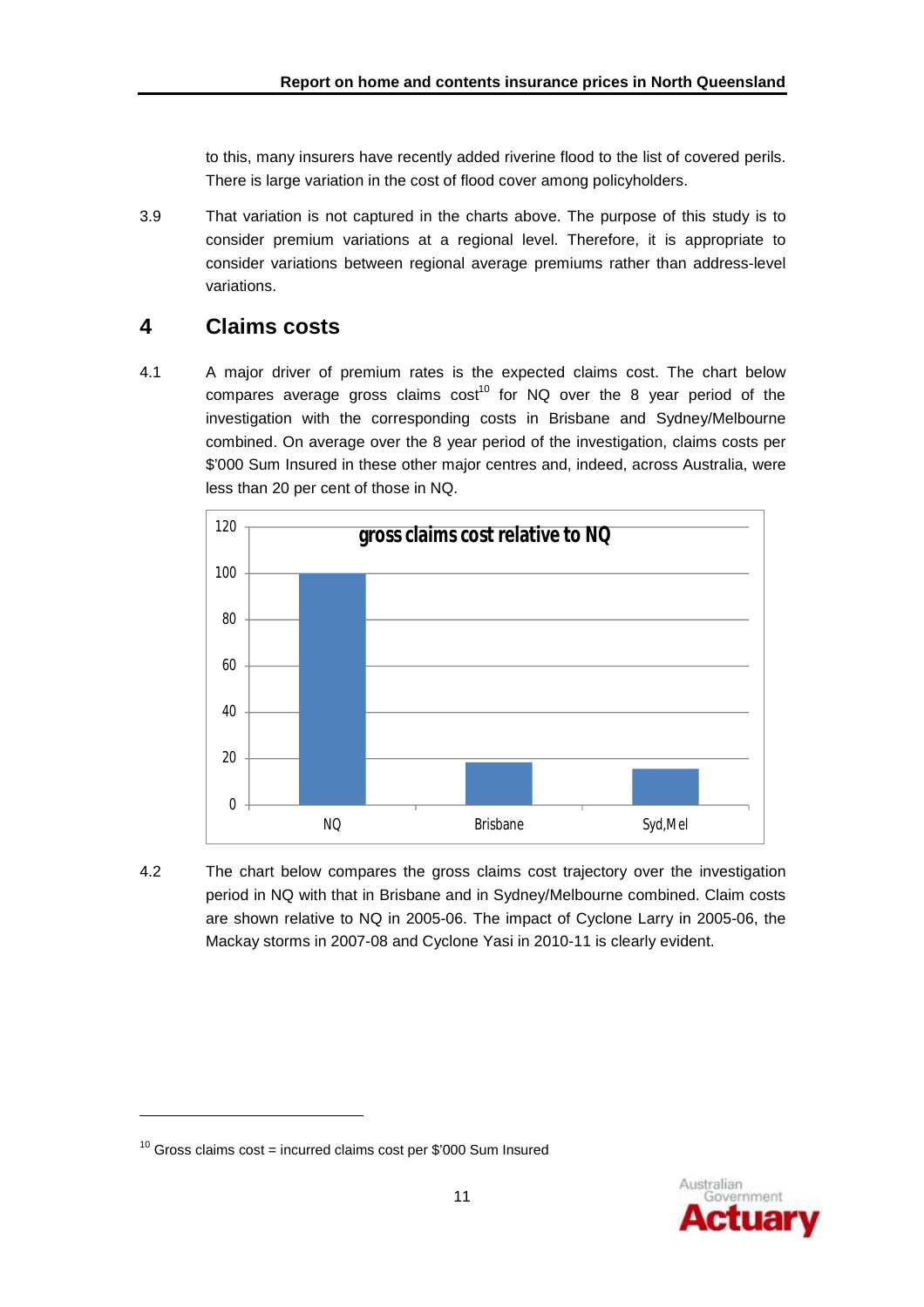to this, many insurers have recently added riverine flood to the list of covered perils. There is large variation in the cost of flood cover among policyholders.

3.9 That variation is not captured in the charts above. The purpose of this study is to consider premium variations at a regional level. Therefore, it is appropriate to consider variations between regional average premiums rather than address-level variations.

# 4 Claims costs

4.1 A major driver of premium rates is the expected claims cost. The chart below compares average gross claims cost[10] for NQ over the 8 year period of the investigation with the corresponding costs in Brisbane and Sydney/Melbourne combined. On average over the 8 year period of the investigation, claims costs per $'000 Sum Insured in these other major centres and, indeed, across Australia, were less than 20 per cent of those in NQ.

**gross claims cost relative to NQ**

| Region | Gross claims cost relative to NQ |
|---|---|
| NQ | 100 |
| Brisbane | ~18 |
| Syd,Mel | ~16 |

4.2 The chart below compares the gross claims cost trajectory over the investigation period in NQ with that in Brisbane and in Sydney/Melbourne combined. Claim costs are shown relative to NQ in 2005-06. The impact of Cyclone Larry in 2005-06, the Mackay storms in 2007-08 and Cyclone Yasi in 2010-11 is clearly evident.

---

[10] Gross claims cost = incurred claims cost per $'000 Sum Insured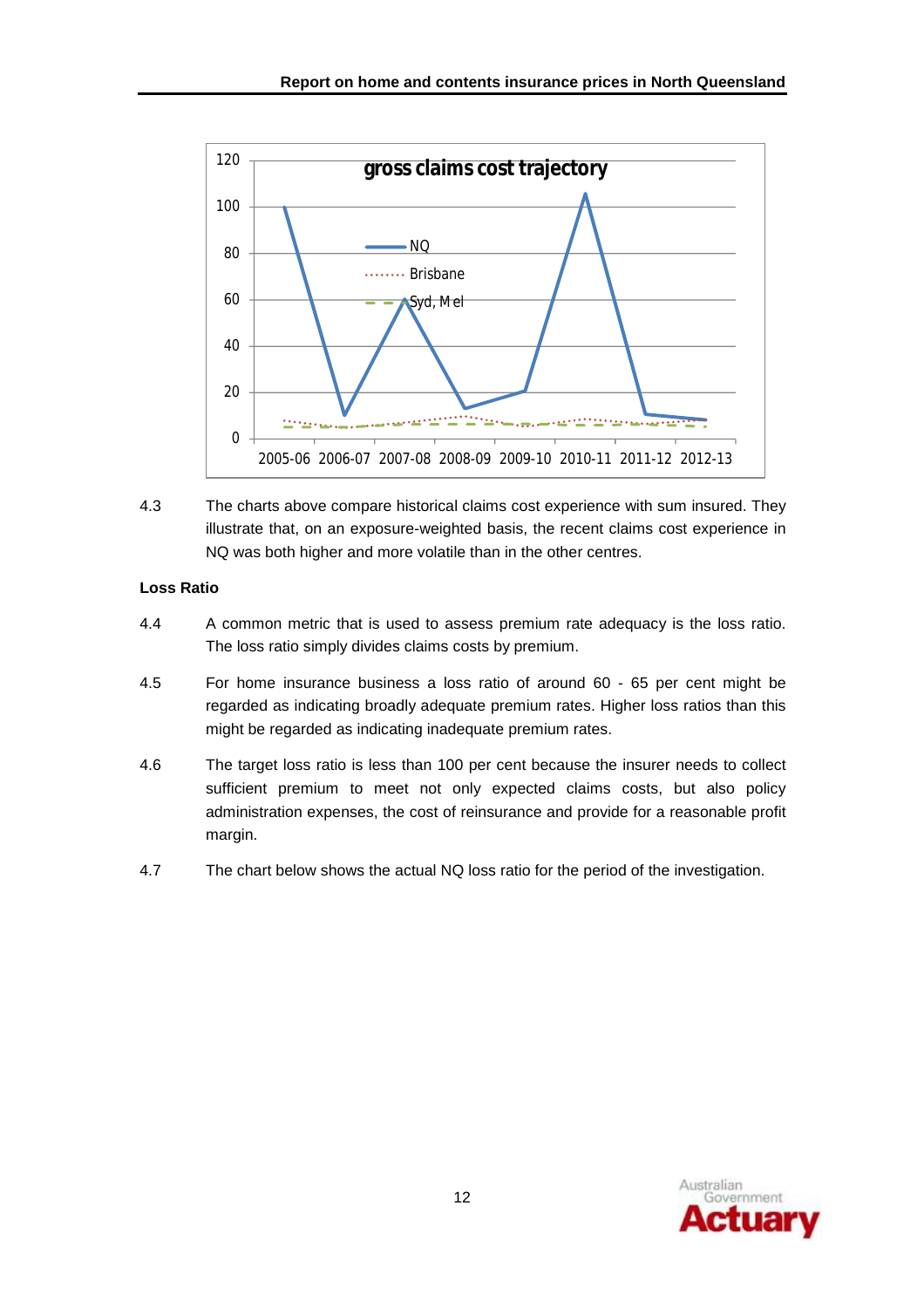4.3 The charts above compare historical claims cost experience with sum insured. They illustrate that, on an exposure-weighted basis, the recent claims cost experience in NQ was both higher and more volatile than in the other centres.

**Loss Ratio**

4.4 A common metric that is used to assess premium rate adequacy is the loss ratio. The loss ratio simply divides claims costs by premium.

4.5 For home insurance business a loss ratio of around 60 - 65 per cent might be regarded as indicating broadly adequate premium rates. Higher loss ratios than this might be regarded as indicating inadequate premium rates.

4.6 The target loss ratio is less than 100 per cent because the insurer needs to collect sufficient premium to meet not only expected claims costs, but also policy administration expenses, the cost of reinsurance and provide for a reasonable profit margin.

4.7 The chart below shows the actual NQ loss ratio for the period of the investigation.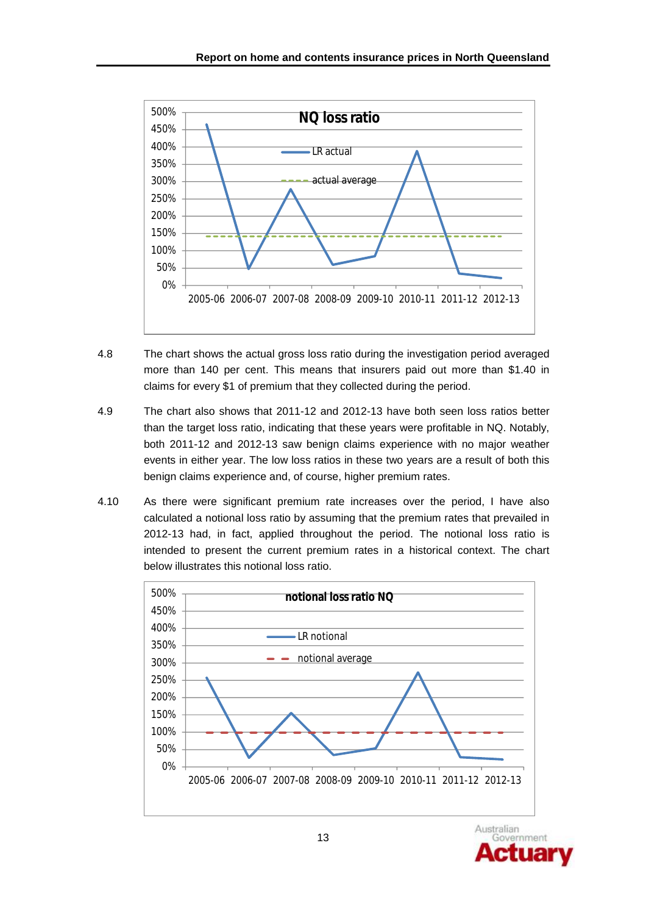4.8 The chart shows the actual gross loss ratio during the investigation period averaged more than 140 per cent. This means that insurers paid out more than $1.40 in claims for every $1 of premium that they collected during the period.

4.9 The chart also shows that 2011-12 and 2012-13 have both seen loss ratios better than the target loss ratio, indicating that these years were profitable in NQ. Notably, both 2011-12 and 2012-13 saw benign claims experience with no major weather events in either year. The low loss ratios in these two years are a result of both this benign claims experience and, of course, higher premium rates.

4.10 As there were significant premium rate increases over the period, I have also calculated a notional loss ratio by assuming that the premium rates that prevailed in 2012-13 had, in fact, applied throughout the period. The notional loss ratio is intended to present the current premium rates in a historical context. The chart below illustrates this notional loss ratio.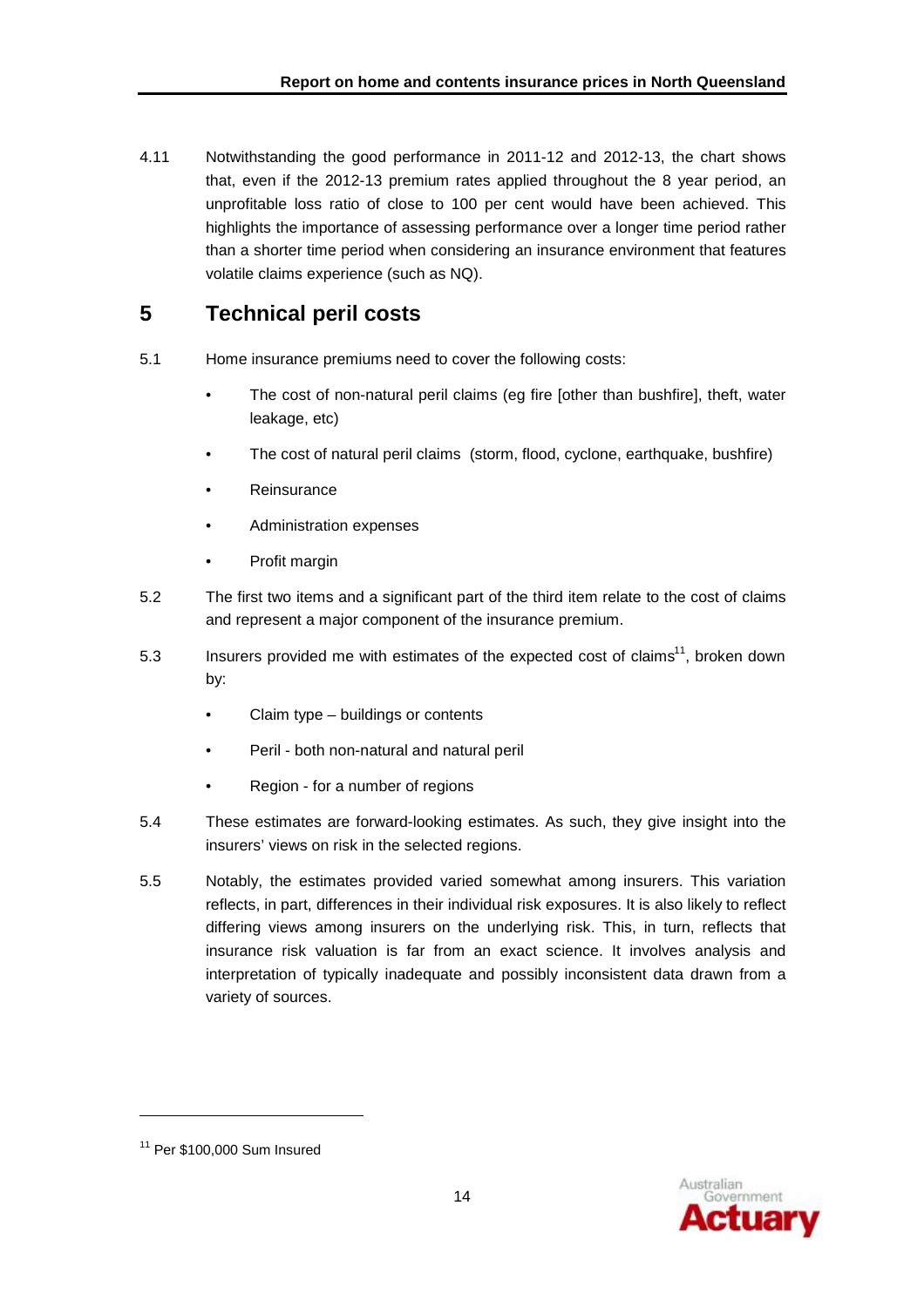4.11 Notwithstanding the good performance in 2011-12 and 2012-13, the chart shows that, even if the 2012-13 premium rates applied throughout the 8 year period, an unprofitable loss ratio of close to 100 per cent would have been achieved. This highlights the importance of assessing performance over a longer time period rather than a shorter time period when considering an insurance environment that features volatile claims experience (such as NQ).

# 5 Technical peril costs

5.1 Home insurance premiums need to cover the following costs:

- The cost of non-natural peril claims (eg fire [other than bushfire], theft, water leakage, etc)
- The cost of natural peril claims (storm, flood, cyclone, earthquake, bushfire)
- Reinsurance
- Administration expenses
- Profit margin

5.2 The first two items and a significant part of the third item relate to the cost of claims and represent a major component of the insurance premium.

5.3 Insurers provided me with estimates of the expected cost of claims[11], broken down by:

- Claim type – buildings or contents
- Peril - both non-natural and natural peril
- Region - for a number of regions

5.4 These estimates are forward-looking estimates. As such, they give insight into the insurers' views on risk in the selected regions.

5.5 Notably, the estimates provided varied somewhat among insurers. This variation reflects, in part, differences in their individual risk exposures. It is also likely to reflect differing views among insurers on the underlying risk. This, in turn, reflects that insurance risk valuation is far from an exact science. It involves analysis and interpretation of typically inadequate and possibly inconsistent data drawn from a variety of sources.

[11] Per $100,000 Sum Insured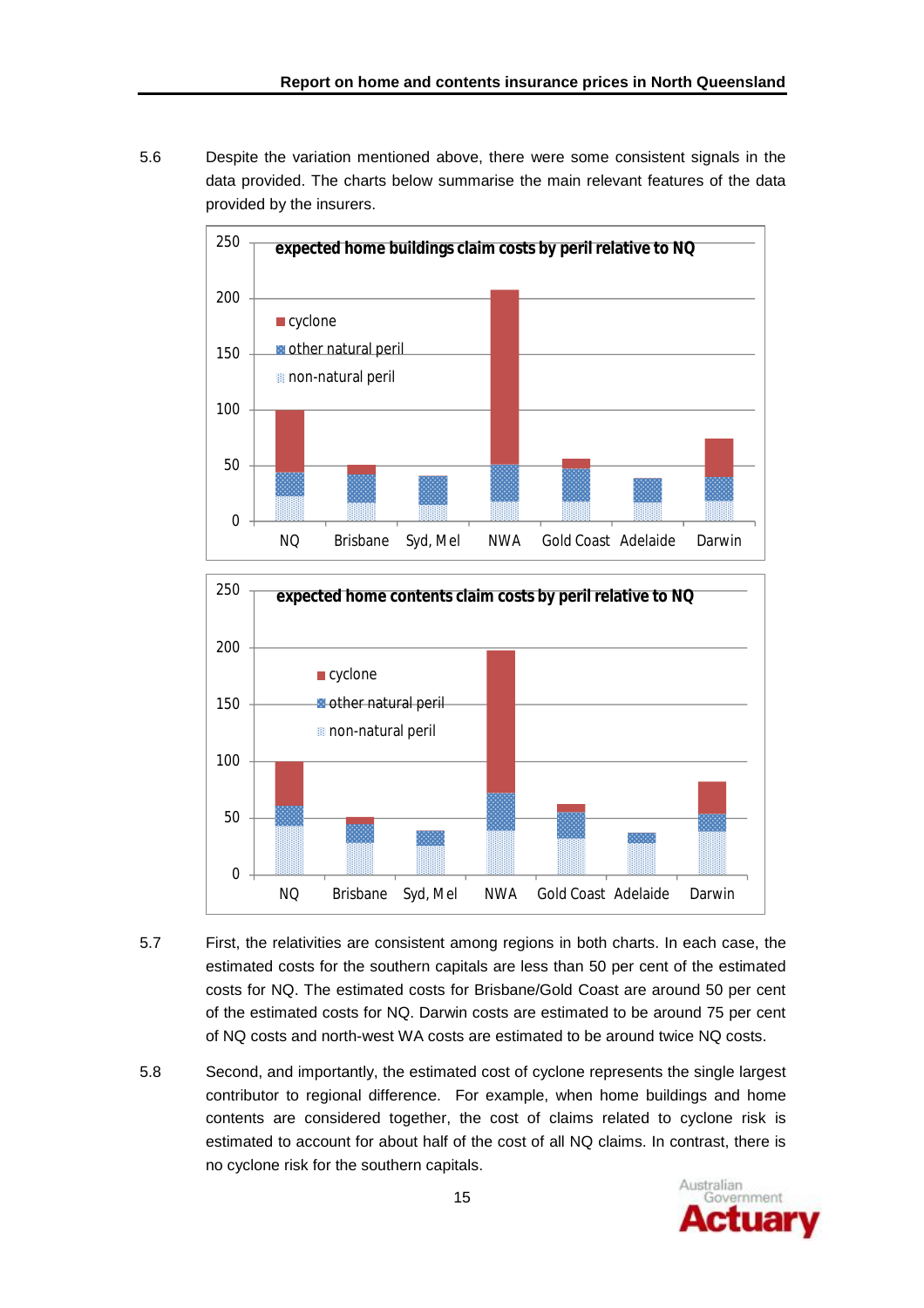5.6 Despite the variation mentioned above, there were some consistent signals in the data provided. The charts below summarise the main relevant features of the data provided by the insurers.

5.7 First, the relativities are consistent among regions in both charts. In each case, the estimated costs for the southern capitals are less than 50 per cent of the estimated costs for NQ. The estimated costs for Brisbane/Gold Coast are around 50 per cent of the estimated costs for NQ. Darwin costs are estimated to be around 75 per cent of NQ costs and north-west WA costs are estimated to be around twice NQ costs.

5.8 Second, and importantly, the estimated cost of cyclone represents the single largest contributor to regional difference. For example, when home buildings and home contents are considered together, the cost of claims related to cyclone risk is estimated to account for about half of the cost of all NQ claims. In contrast, there is no cyclone risk for the southern capitals.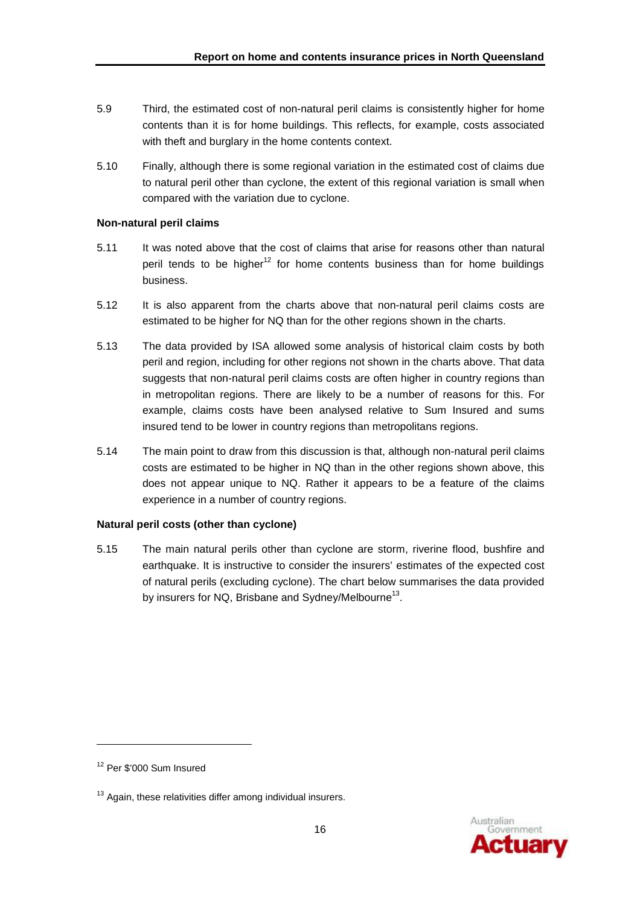5.9 Third, the estimated cost of non-natural peril claims is consistently higher for home contents than it is for home buildings. This reflects, for example, costs associated with theft and burglary in the home contents context.

5.10 Finally, although there is some regional variation in the estimated cost of claims due to natural peril other than cyclone, the extent of this regional variation is small when compared with the variation due to cyclone.

**Non-natural peril claims**

5.11 It was noted above that the cost of claims that arise for reasons other than natural peril tends to be higher[12] for home contents business than for home buildings business.

5.12 It is also apparent from the charts above that non-natural peril claims costs are estimated to be higher for NQ than for the other regions shown in the charts.

5.13 The data provided by ISA allowed some analysis of historical claim costs by both peril and region, including for other regions not shown in the charts above. That data suggests that non-natural peril claims costs are often higher in country regions than in metropolitan regions. There are likely to be a number of reasons for this. For example, claims costs have been analysed relative to Sum Insured and sums insured tend to be lower in country regions than metropolitans regions.

5.14 The main point to draw from this discussion is that, although non-natural peril claims costs are estimated to be higher in NQ than in the other regions shown above, this does not appear unique to NQ. Rather it appears to be a feature of the claims experience in a number of country regions.

**Natural peril costs (other than cyclone)**

5.15 The main natural perils other than cyclone are storm, riverine flood, bushfire and earthquake. It is instructive to consider the insurers' estimates of the expected cost of natural perils (excluding cyclone). The chart below summarises the data provided by insurers for NQ, Brisbane and Sydney/Melbourne[13].

---

[12] Per $'000 Sum Insured

[13] Again, these relativities differ among individual insurers.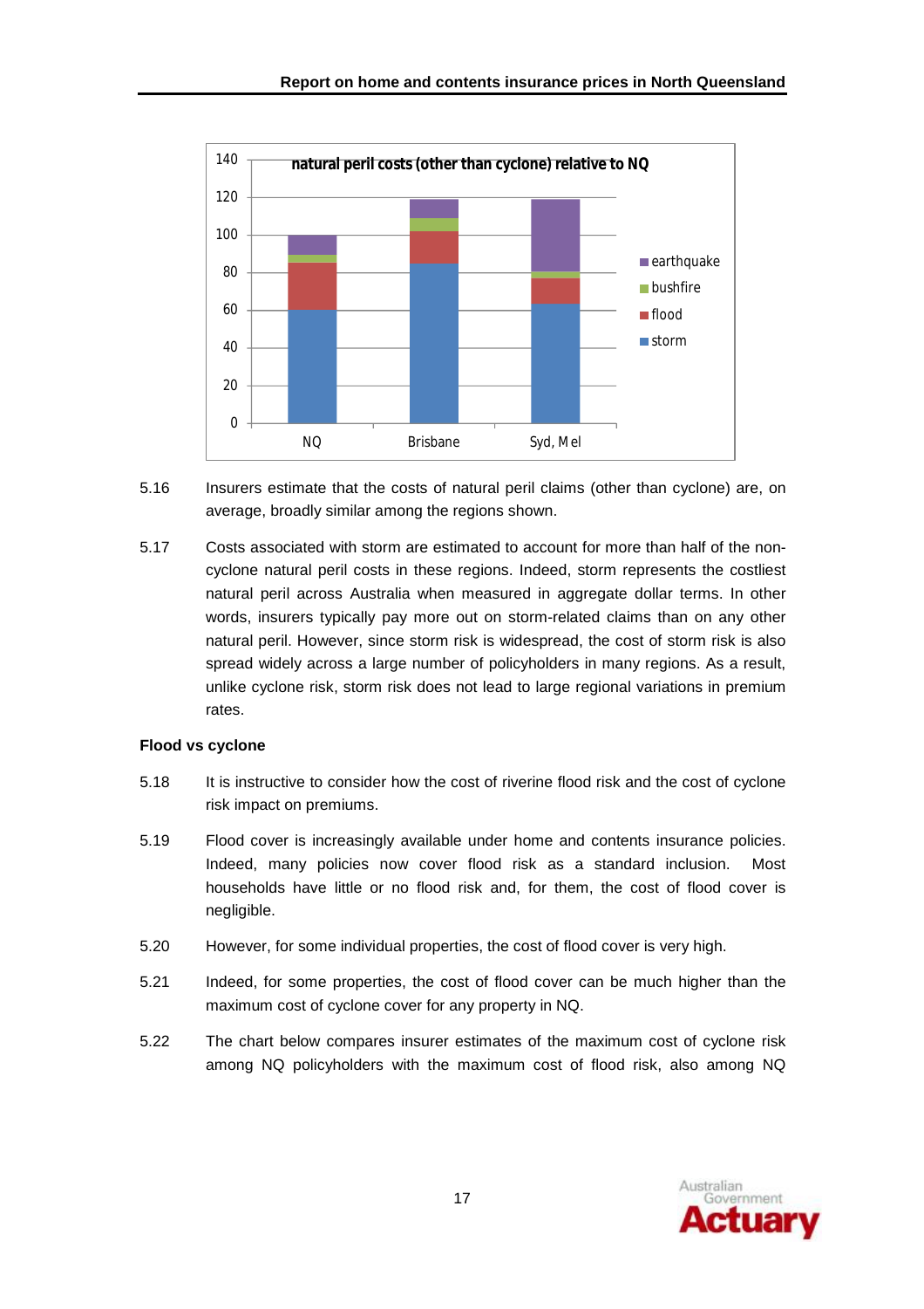5.16 Insurers estimate that the costs of natural peril claims (other than cyclone) are, on average, broadly similar among the regions shown.

5.17 Costs associated with storm are estimated to account for more than half of the non-cyclone natural peril costs in these regions. Indeed, storm represents the costliest natural peril across Australia when measured in aggregate dollar terms. In other words, insurers typically pay more out on storm-related claims than on any other natural peril. However, since storm risk is widespread, the cost of storm risk is also spread widely across a large number of policyholders in many regions. As a result, unlike cyclone risk, storm risk does not lead to large regional variations in premium rates.

**Flood vs cyclone**

5.18 It is instructive to consider how the cost of riverine flood risk and the cost of cyclone risk impact on premiums.

5.19 Flood cover is increasingly available under home and contents insurance policies. Indeed, many policies now cover flood risk as a standard inclusion. Most households have little or no flood risk and, for them, the cost of flood cover is negligible.

5.20 However, for some individual properties, the cost of flood cover is very high.

5.21 Indeed, for some properties, the cost of flood cover can be much higher than the maximum cost of cyclone cover for any property in NQ.

5.22 The chart below compares insurer estimates of the maximum cost of cyclone risk among NQ policyholders with the maximum cost of flood risk, also among NQ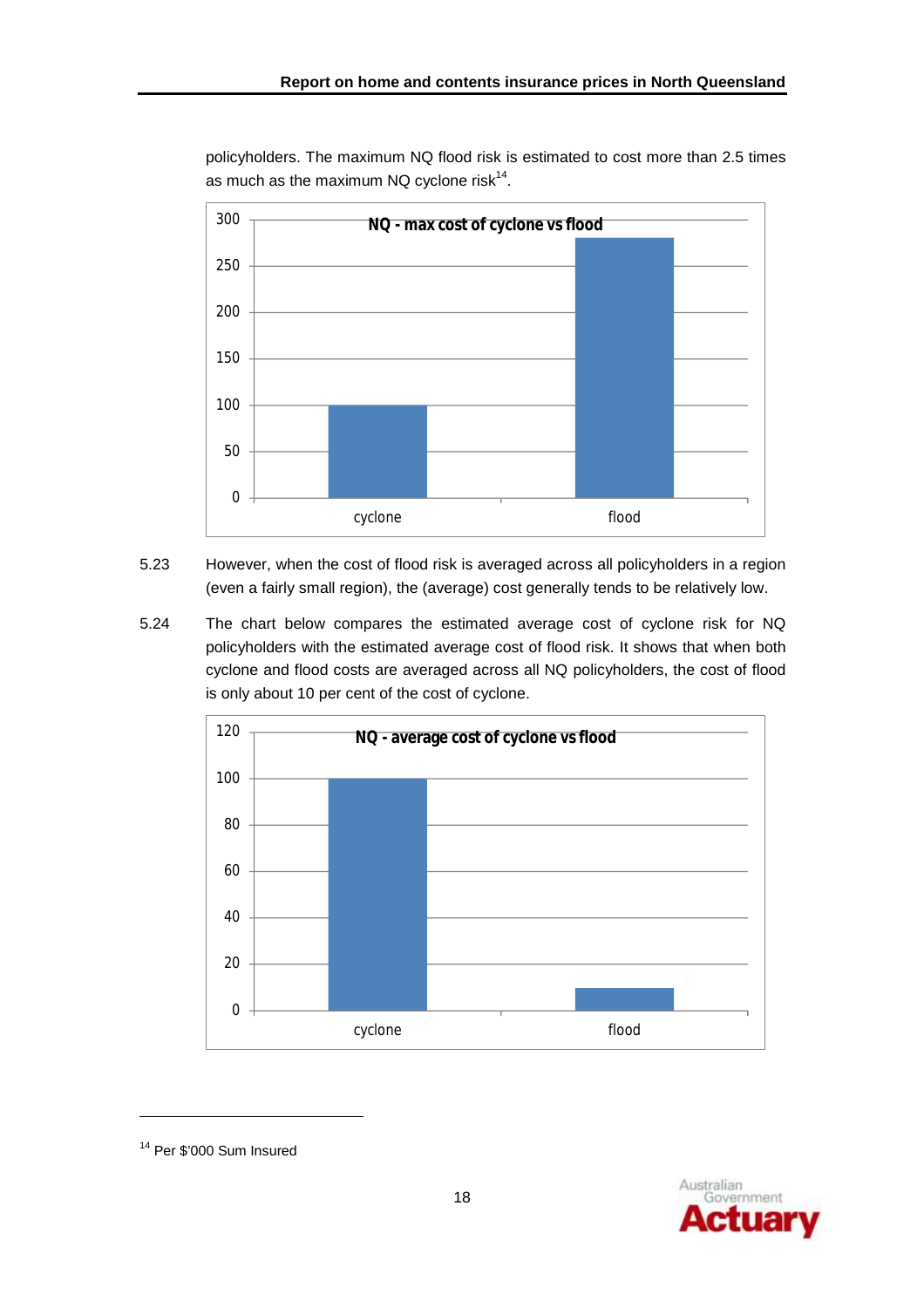policyholders. The maximum NQ flood risk is estimated to cost more than 2.5 times as much as the maximum NQ cyclone risk[14].

**NQ - max cost of cyclone vs flood**

| | Cost |
|---|---|
| cyclone | 100 |
| flood | 280 |

5.23 However, when the cost of flood risk is averaged across all policyholders in a region (even a fairly small region), the (average) cost generally tends to be relatively low.

5.24 The chart below compares the estimated average cost of cyclone risk for NQ policyholders with the estimated average cost of flood risk. It shows that when both cyclone and flood costs are averaged across all NQ policyholders, the cost of flood is only about 10 per cent of the cost of cyclone.

**NQ - average cost of cyclone vs flood**

| | Cost |
|---|---|
| cyclone | 100 |
| flood | 10 |

---

[14] Per $'000 Sum Insured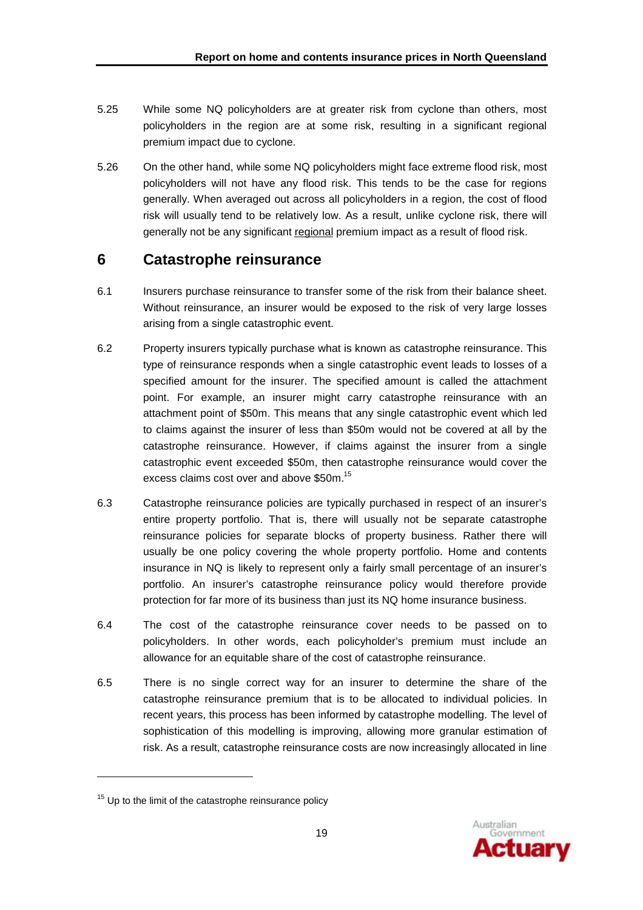5.25 While some NQ policyholders are at greater risk from cyclone than others, most policyholders in the region are at some risk, resulting in a significant regional premium impact due to cyclone.

5.26 On the other hand, while some NQ policyholders might face extreme flood risk, most policyholders will not have any flood risk. This tends to be the case for regions generally. When averaged out across all policyholders in a region, the cost of flood risk will usually tend to be relatively low. As a result, unlike cyclone risk, there will generally not be any significant regional premium impact as a result of flood risk.

# 6 Catastrophe reinsurance

6.1 Insurers purchase reinsurance to transfer some of the risk from their balance sheet. Without reinsurance, an insurer would be exposed to the risk of very large losses arising from a single catastrophic event.

6.2 Property insurers typically purchase what is known as catastrophe reinsurance. This type of reinsurance responds when a single catastrophic event leads to losses of a specified amount for the insurer. The specified amount is called the attachment point. For example, an insurer might carry catastrophe reinsurance with an attachment point of \$50m. This means that any single catastrophic event which led to claims against the insurer of less than \$50m would not be covered at all by the catastrophe reinsurance. However, if claims against the insurer from a single catastrophic event exceeded \$50m, then catastrophe reinsurance would cover the excess claims cost over and above \$50m.[15]

6.3 Catastrophe reinsurance policies are typically purchased in respect of an insurer's entire property portfolio. That is, there will usually not be separate catastrophe reinsurance policies for separate blocks of property business. Rather there will usually be one policy covering the whole property portfolio. Home and contents insurance in NQ is likely to represent only a fairly small percentage of an insurer's portfolio. An insurer's catastrophe reinsurance policy would therefore provide protection for far more of its business than just its NQ home insurance business.

6.4 The cost of the catastrophe reinsurance cover needs to be passed on to policyholders. In other words, each policyholder's premium must include an allowance for an equitable share of the cost of catastrophe reinsurance.

6.5 There is no single correct way for an insurer to determine the share of the catastrophe reinsurance premium that is to be allocated to individual policies. In recent years, this process has been informed by catastrophe modelling. The level of sophistication of this modelling is improving, allowing more granular estimation of risk. As a result, catastrophe reinsurance costs are now increasingly allocated in line

---

[15] Up to the limit of the catastrophe reinsurance policy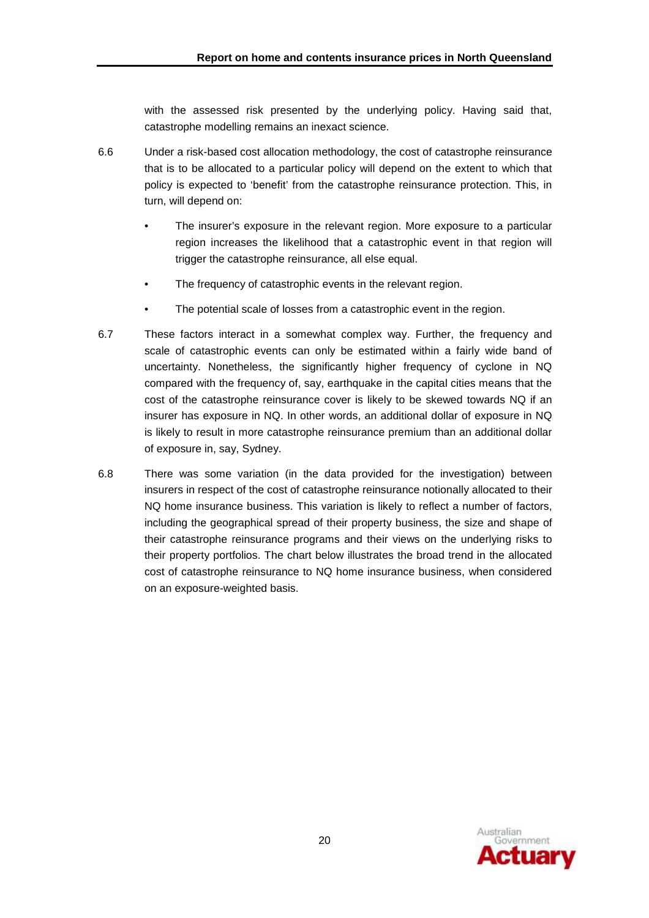with the assessed risk presented by the underlying policy. Having said that, catastrophe modelling remains an inexact science.

6.6 Under a risk-based cost allocation methodology, the cost of catastrophe reinsurance that is to be allocated to a particular policy will depend on the extent to which that policy is expected to 'benefit' from the catastrophe reinsurance protection. This, in turn, will depend on:

- The insurer's exposure in the relevant region. More exposure to a particular region increases the likelihood that a catastrophic event in that region will trigger the catastrophe reinsurance, all else equal.
- The frequency of catastrophic events in the relevant region.
- The potential scale of losses from a catastrophic event in the region.

6.7 These factors interact in a somewhat complex way. Further, the frequency and scale of catastrophic events can only be estimated within a fairly wide band of uncertainty. Nonetheless, the significantly higher frequency of cyclone in NQ compared with the frequency of, say, earthquake in the capital cities means that the cost of the catastrophe reinsurance cover is likely to be skewed towards NQ if an insurer has exposure in NQ. In other words, an additional dollar of exposure in NQ is likely to result in more catastrophe reinsurance premium than an additional dollar of exposure in, say, Sydney.

6.8 There was some variation (in the data provided for the investigation) between insurers in respect of the cost of catastrophe reinsurance notionally allocated to their NQ home insurance business. This variation is likely to reflect a number of factors, including the geographical spread of their property business, the size and shape of their catastrophe reinsurance programs and their views on the underlying risks to their property portfolios. The chart below illustrates the broad trend in the allocated cost of catastrophe reinsurance to NQ home insurance business, when considered on an exposure-weighted basis.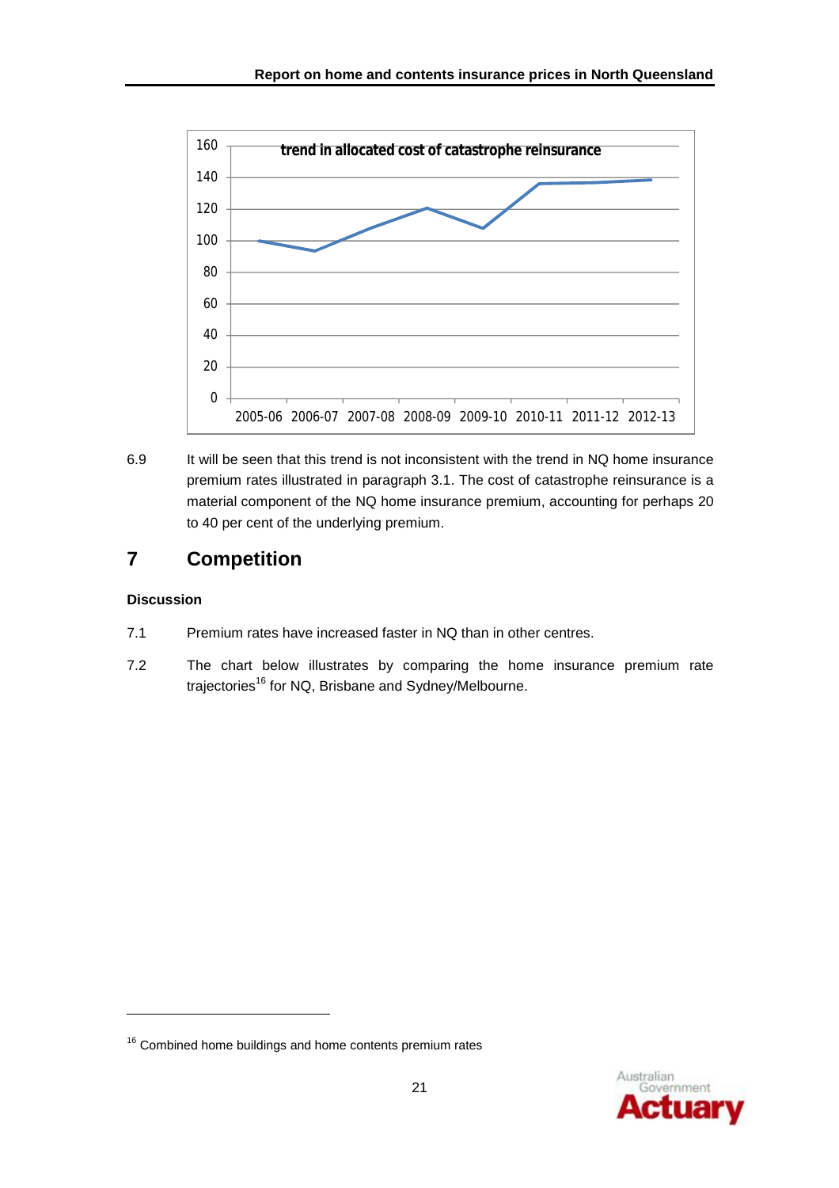6.9 It will be seen that this trend is not inconsistent with the trend in NQ home insurance premium rates illustrated in paragraph 3.1. The cost of catastrophe reinsurance is a material component of the NQ home insurance premium, accounting for perhaps 20 to 40 per cent of the underlying premium.

# 7 Competition

### Discussion

7.1 Premium rates have increased faster in NQ than in other centres.

7.2 The chart below illustrates by comparing the home insurance premium rate trajectories[16] for NQ, Brisbane and Sydney/Melbourne.

[16] Combined home buildings and home contents premium rates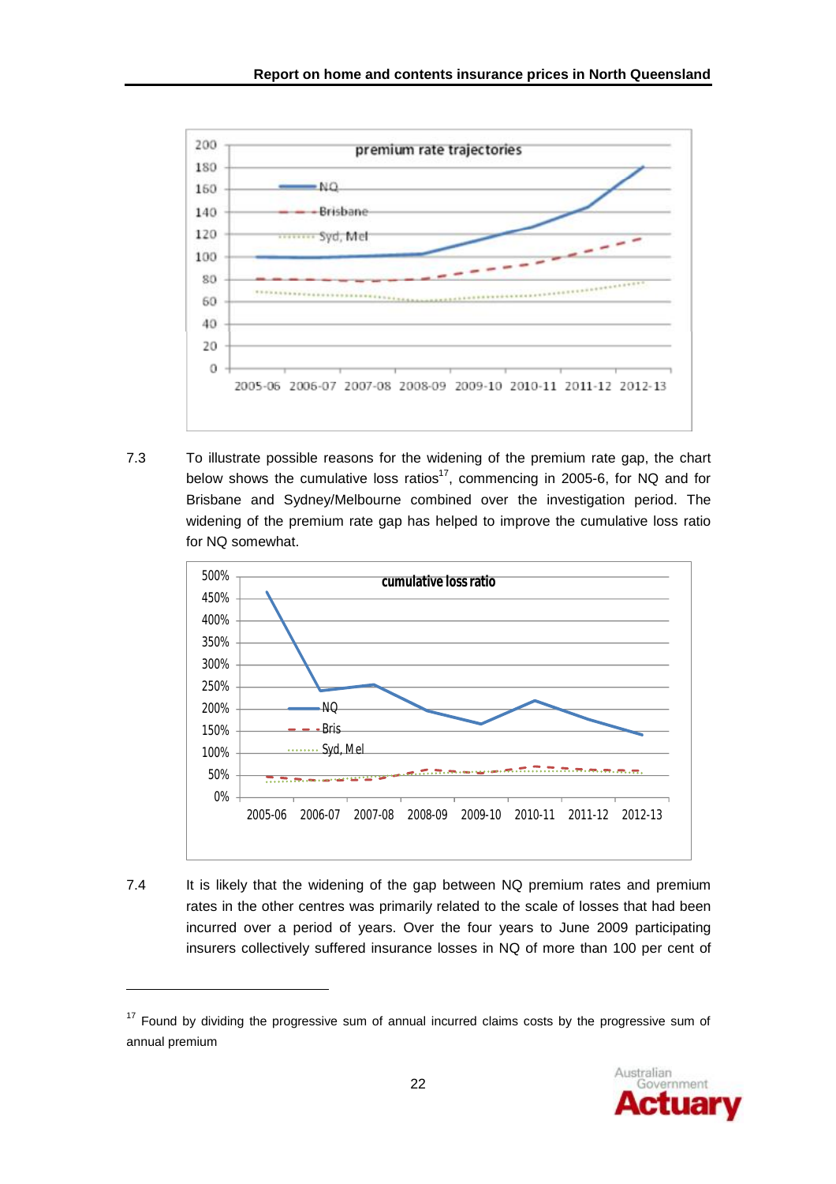7.3 To illustrate possible reasons for the widening of the premium rate gap, the chart below shows the cumulative loss ratios[17], commencing in 2005-6, for NQ and for Brisbane and Sydney/Melbourne combined over the investigation period. The widening of the premium rate gap has helped to improve the cumulative loss ratio for NQ somewhat.

7.4 It is likely that the widening of the gap between NQ premium rates and premium rates in the other centres was primarily related to the scale of losses that had been incurred over a period of years. Over the four years to June 2009 participating insurers collectively suffered insurance losses in NQ of more than 100 per cent of

[17] Found by dividing the progressive sum of annual incurred claims costs by the progressive sum of annual premium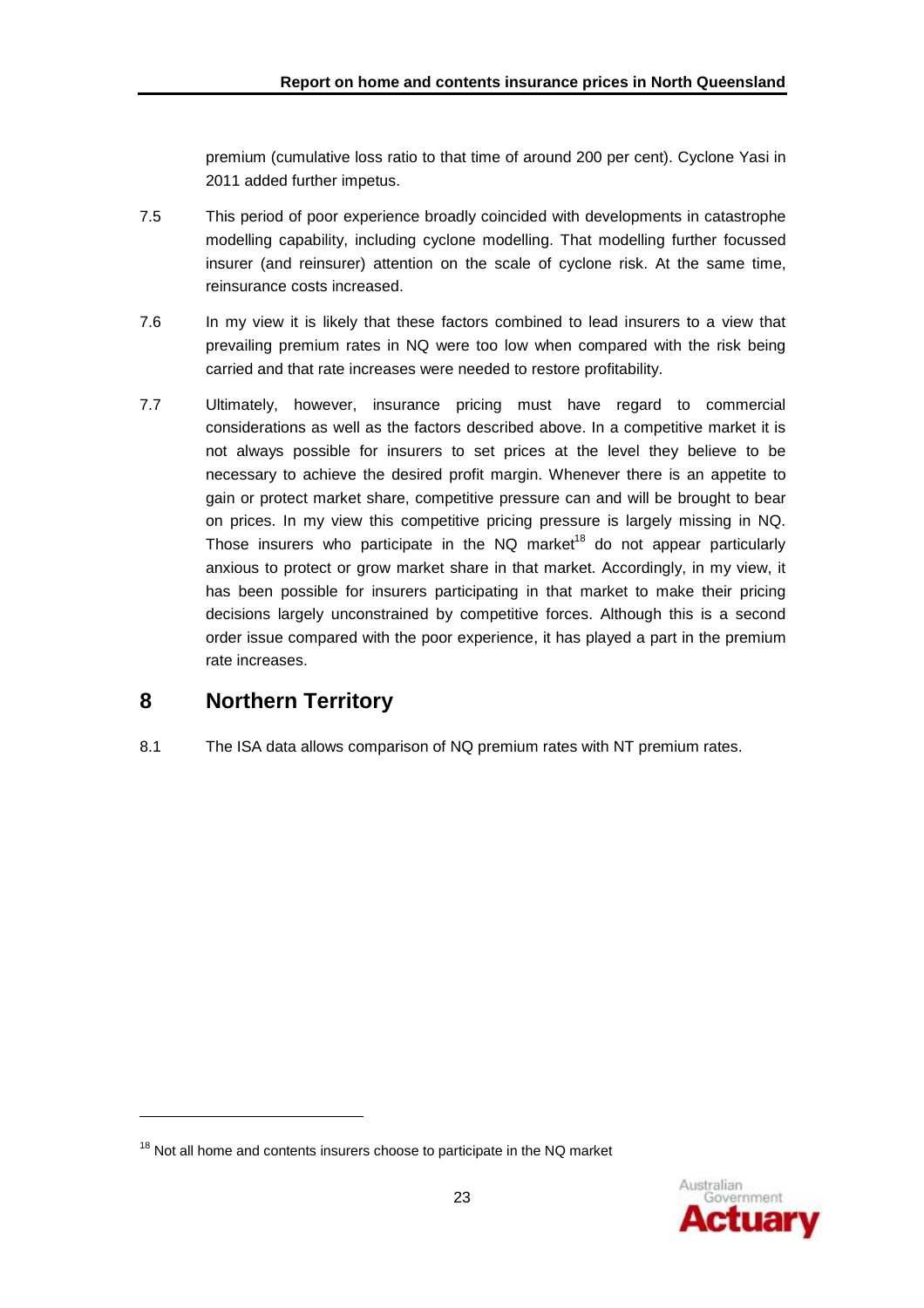premium (cumulative loss ratio to that time of around 200 per cent). Cyclone Yasi in 2011 added further impetus.

7.5 This period of poor experience broadly coincided with developments in catastrophe modelling capability, including cyclone modelling. That modelling further focussed insurer (and reinsurer) attention on the scale of cyclone risk. At the same time, reinsurance costs increased.

7.6 In my view it is likely that these factors combined to lead insurers to a view that prevailing premium rates in NQ were too low when compared with the risk being carried and that rate increases were needed to restore profitability.

7.7 Ultimately, however, insurance pricing must have regard to commercial considerations as well as the factors described above. In a competitive market it is not always possible for insurers to set prices at the level they believe to be necessary to achieve the desired profit margin. Whenever there is an appetite to gain or protect market share, competitive pressure can and will be brought to bear on prices. In my view this competitive pricing pressure is largely missing in NQ. Those insurers who participate in the NQ market[18] do not appear particularly anxious to protect or grow market share in that market. Accordingly, in my view, it has been possible for insurers participating in that market to make their pricing decisions largely unconstrained by competitive forces. Although this is a second order issue compared with the poor experience, it has played a part in the premium rate increases.

## 8 Northern Territory

8.1 The ISA data allows comparison of NQ premium rates with NT premium rates.

[18] Not all home and contents insurers choose to participate in the NQ market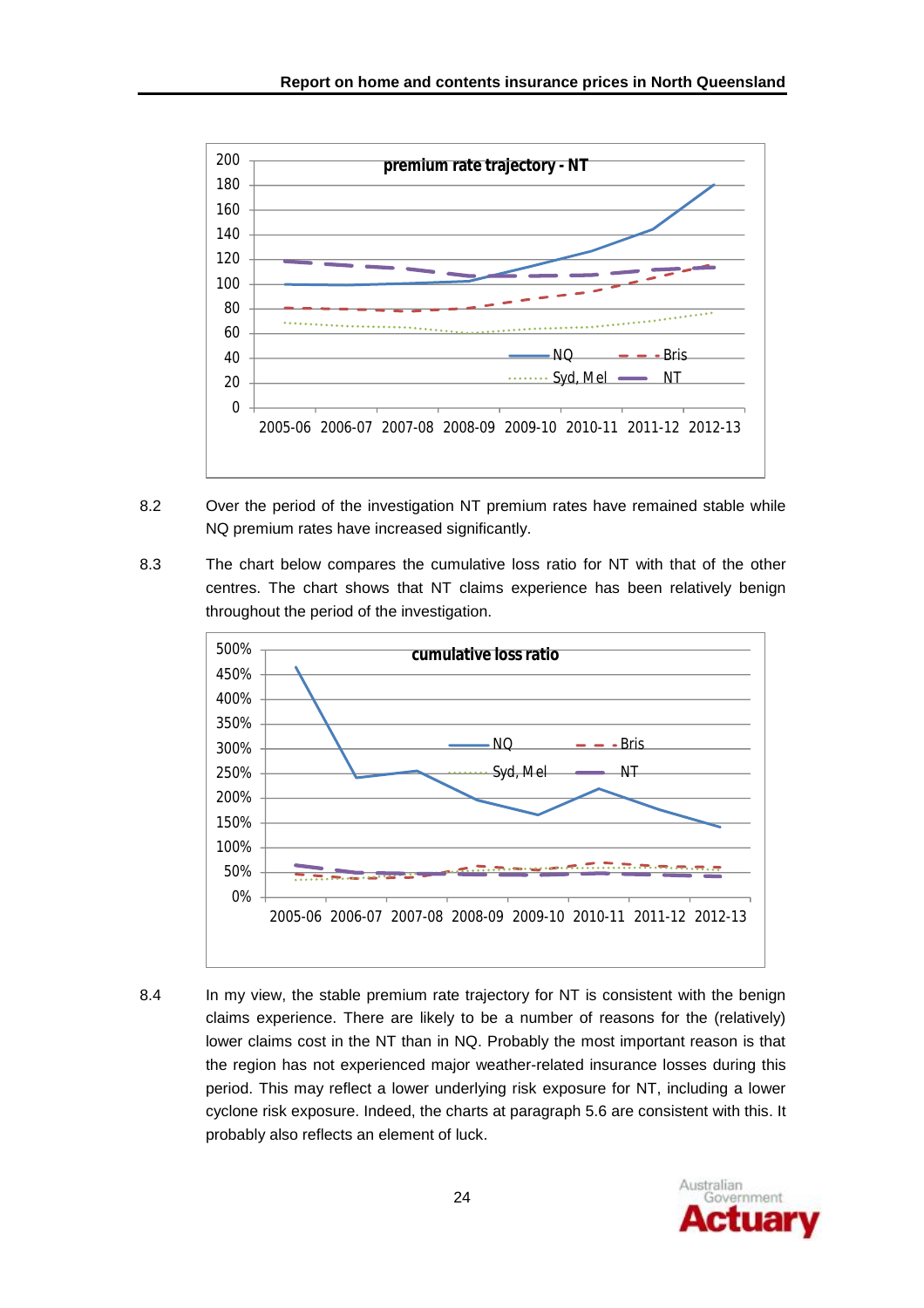8.2 Over the period of the investigation NT premium rates have remained stable while NQ premium rates have increased significantly.

8.3 The chart below compares the cumulative loss ratio for NT with that of the other centres. The chart shows that NT claims experience has been relatively benign throughout the period of the investigation.

8.4 In my view, the stable premium rate trajectory for NT is consistent with the benign claims experience. There are likely to be a number of reasons for the (relatively) lower claims cost in the NT than in NQ. Probably the most important reason is that the region has not experienced major weather-related insurance losses during this period. This may reflect a lower underlying risk exposure for NT, including a lower cyclone risk exposure. Indeed, the charts at paragraph 5.6 are consistent with this. It probably also reflects an element of luck.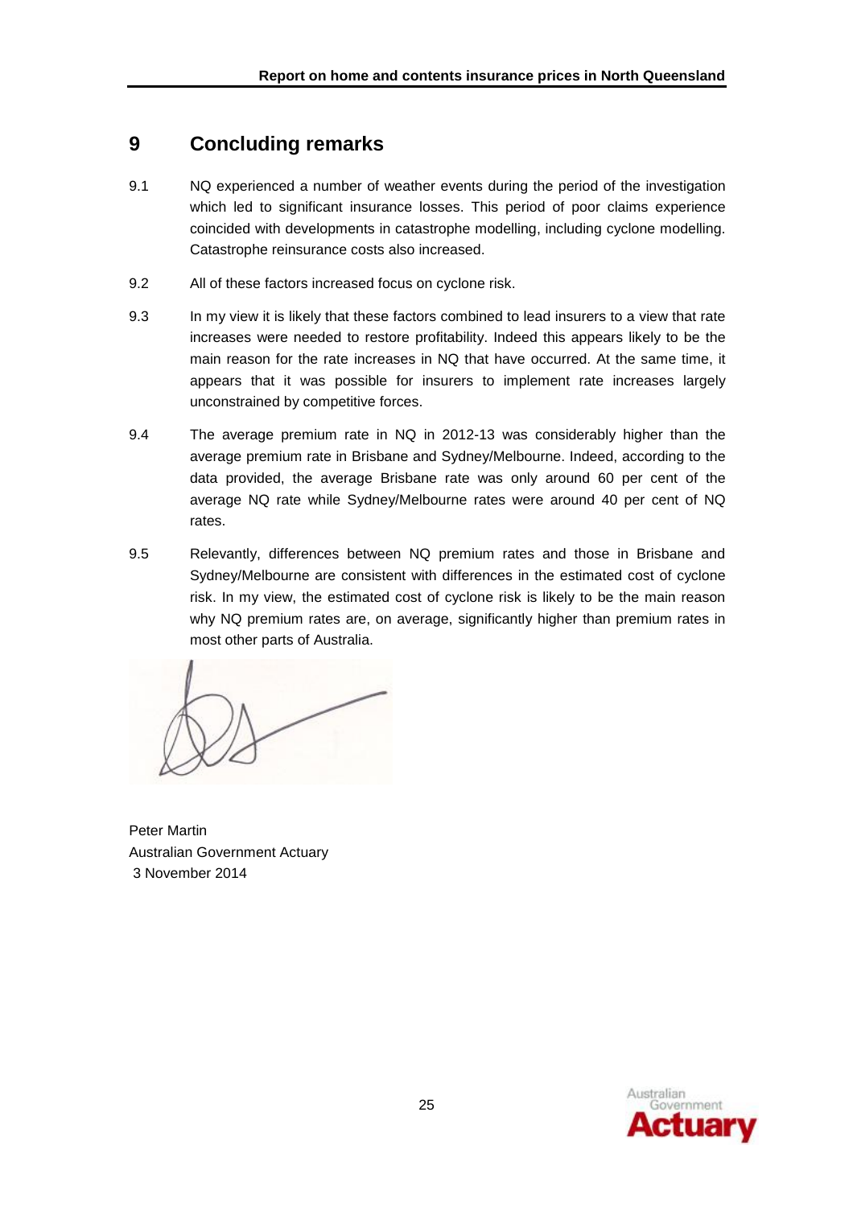## 9 Concluding remarks

9.1 NQ experienced a number of weather events during the period of the investigation which led to significant insurance losses. This period of poor claims experience coincided with developments in catastrophe modelling, including cyclone modelling. Catastrophe reinsurance costs also increased.

9.2 All of these factors increased focus on cyclone risk.

9.3 In my view it is likely that these factors combined to lead insurers to a view that rate increases were needed to restore profitability. Indeed this appears likely to be the main reason for the rate increases in NQ that have occurred. At the same time, it appears that it was possible for insurers to implement rate increases largely unconstrained by competitive forces.

9.4 The average premium rate in NQ in 2012-13 was considerably higher than the average premium rate in Brisbane and Sydney/Melbourne. Indeed, according to the data provided, the average Brisbane rate was only around 60 per cent of the average NQ rate while Sydney/Melbourne rates were around 40 per cent of NQ rates.

9.5 Relevantly, differences between NQ premium rates and those in Brisbane and Sydney/Melbourne are consistent with differences in the estimated cost of cyclone risk. In my view, the estimated cost of cyclone risk is likely to be the main reason why NQ premium rates are, on average, significantly higher than premium rates in most other parts of Australia.

Peter Martin
Australian Government Actuary
3 November 2014